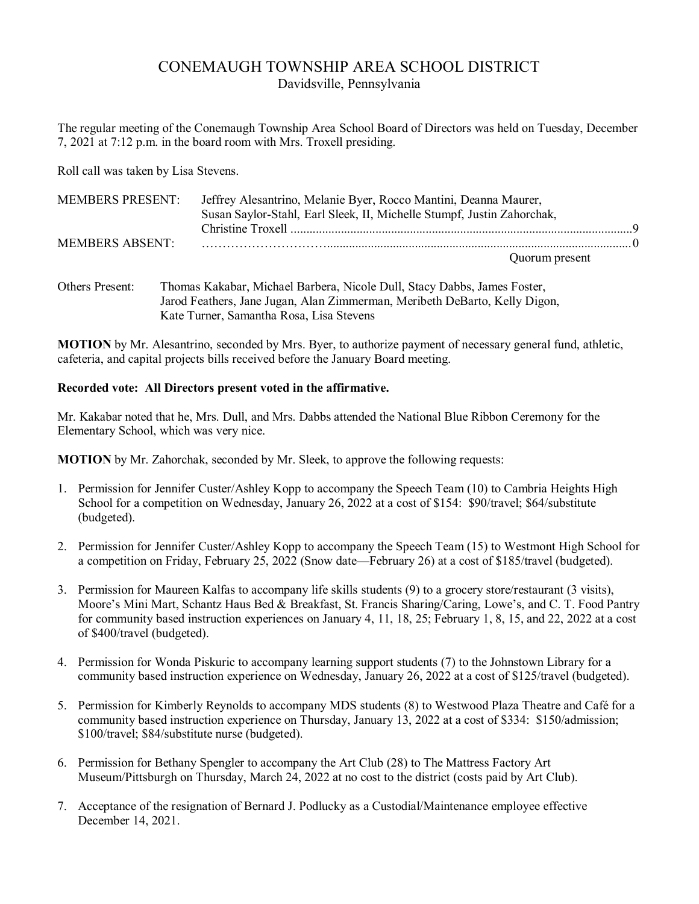# CONEMAUGH TOWNSHIP AREA SCHOOL DISTRICT

Davidsville, Pennsylvania

The regular meeting of the Conemaugh Township Area School Board of Directors was held on Tuesday, December 7, 2021 at 7:12 p.m. in the board room with Mrs. Troxell presiding.

Roll call was taken by Lisa Stevens.

MEMBERS PRESENT: Jeffrey Alesantrino, Melanie Byer, Rocco Mantini, Deanna Maurer, Susan Saylor-Stahl, Earl Sleek, II, Michelle Stumpf, Justin Zahorchak, Christine Troxell ............................................................................................................9

MEMBERS ABSENT: ………………………...............................................................................................0

Quorum present

Others Present: Thomas Kakabar, Michael Barbera, Nicole Dull, Stacy Dabbs, James Foster, Jarod Feathers, Jane Jugan, Alan Zimmerman, Meribeth DeBarto, Kelly Digon, Kate Turner, Samantha Rosa, Lisa Stevens

**MOTION** by Mr. Alesantrino, seconded by Mrs. Byer, to authorize payment of necessary general fund, athletic, cafeteria, and capital projects bills received before the January Board meeting.

**Recorded vote: All Directors present voted in the affirmative.**

Mr. Kakabar noted that he, Mrs. Dull, and Mrs. Dabbs attended the National Blue Ribbon Ceremony for the Elementary School, which was very nice.

**MOTION** by Mr. Zahorchak, seconded by Mr. Sleek, to approve the following requests:

1. Permission for Jennifer Custer/Ashley Kopp to accompany the Speech Team (10) to Cambria Heights High School for a competition on Wednesday, January 26, 2022 at a cost of $154: $90/travel; $64/substitute (budgeted).

2. Permission for Jennifer Custer/Ashley Kopp to accompany the Speech Team (15) to Westmont High School for a competition on Friday, February 25, 2022 (Snow date—February 26) at a cost of $185/travel (budgeted).

3. Permission for Maureen Kalfas to accompany life skills students (9) to a grocery store/restaurant (3 visits), Moore's Mini Mart, Schantz Haus Bed & Breakfast, St. Francis Sharing/Caring, Lowe's, and C. T. Food Pantry for community based instruction experiences on January 4, 11, 18, 25; February 1, 8, 15, and 22, 2022 at a cost of $400/travel (budgeted).

4. Permission for Wonda Piskuric to accompany learning support students (7) to the Johnstown Library for a community based instruction experience on Wednesday, January 26, 2022 at a cost of $125/travel (budgeted).

5. Permission for Kimberly Reynolds to accompany MDS students (8) to Westwood Plaza Theatre and Café for a community based instruction experience on Thursday, January 13, 2022 at a cost of $334: $150/admission; $100/travel; $84/substitute nurse (budgeted).

6. Permission for Bethany Spengler to accompany the Art Club (28) to The Mattress Factory Art Museum/Pittsburgh on Thursday, March 24, 2022 at no cost to the district (costs paid by Art Club).

7. Acceptance of the resignation of Bernard J. Podlucky as a Custodial/Maintenance employee effective December 14, 2021.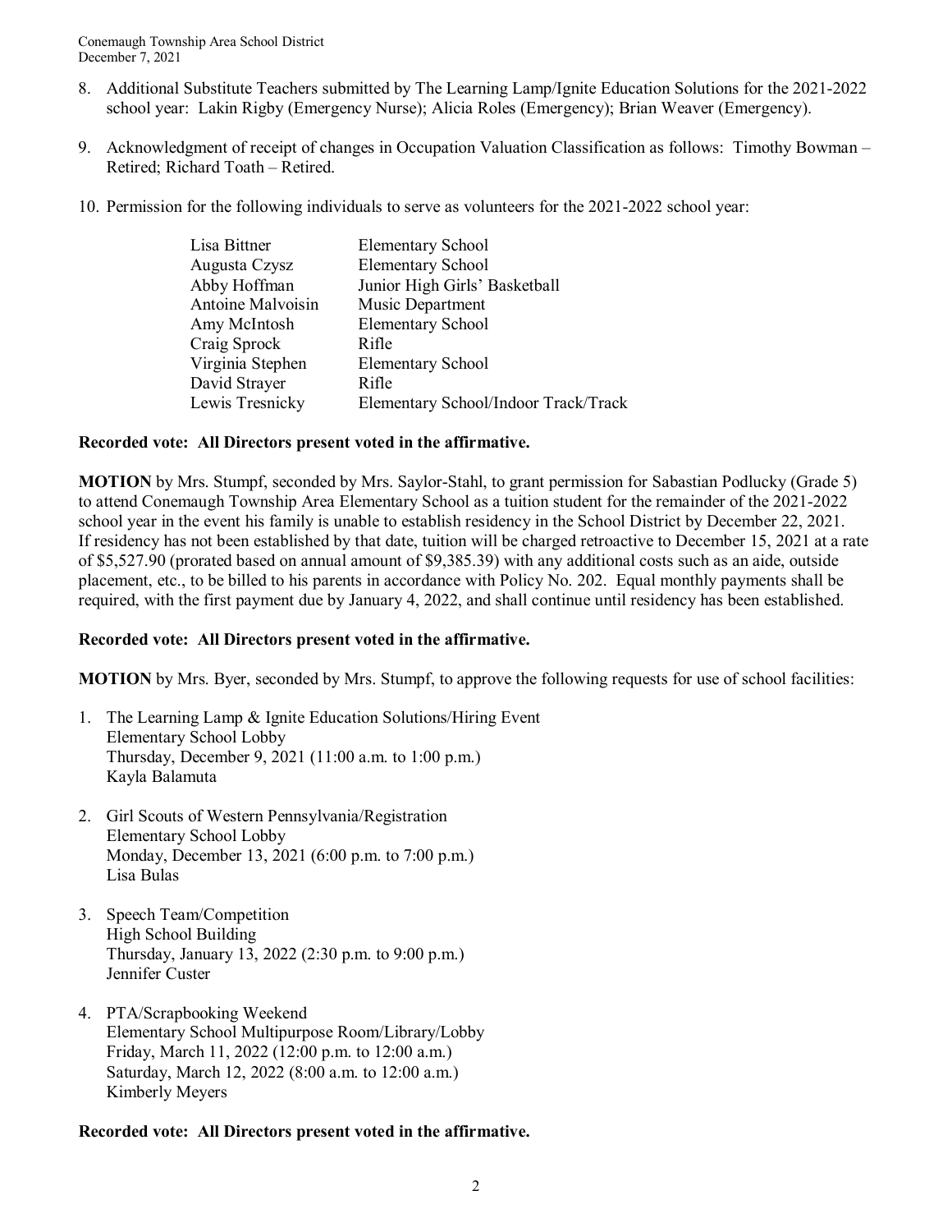8. Additional Substitute Teachers submitted by The Learning Lamp/Ignite Education Solutions for the 2021-2022 school year: Lakin Rigby (Emergency Nurse); Alicia Roles (Emergency); Brian Weaver (Emergency).

9. Acknowledgment of receipt of changes in Occupation Valuation Classification as follows: Timothy Bowman – Retired; Richard Toath – Retired.

10. Permission for the following individuals to serve as volunteers for the 2021-2022 school year:

| | |
|---|---|
| Lisa Bittner | Elementary School |
| Augusta Czysz | Elementary School |
| Abby Hoffman | Junior High Girls' Basketball |
| Antoine Malvoisin | Music Department |
| Amy McIntosh | Elementary School |
| Craig Sprock | Rifle |
| Virginia Stephen | Elementary School |
| David Strayer | Rifle |
| Lewis Tresnicky | Elementary School/Indoor Track/Track |

**Recorded vote: All Directors present voted in the affirmative.**

**MOTION** by Mrs. Stumpf, seconded by Mrs. Saylor-Stahl, to grant permission for Sabastian Podlucky (Grade 5) to attend Conemaugh Township Area Elementary School as a tuition student for the remainder of the 2021-2022 school year in the event his family is unable to establish residency in the School District by December 22, 2021. If residency has not been established by that date, tuition will be charged retroactive to December 15, 2021 at a rate of $5,527.90 (prorated based on annual amount of $9,385.39) with any additional costs such as an aide, outside placement, etc., to be billed to his parents in accordance with Policy No. 202. Equal monthly payments shall be required, with the first payment due by January 4, 2022, and shall continue until residency has been established.

**Recorded vote: All Directors present voted in the affirmative.**

**MOTION** by Mrs. Byer, seconded by Mrs. Stumpf, to approve the following requests for use of school facilities:

1. The Learning Lamp & Ignite Education Solutions/Hiring Event
   Elementary School Lobby
   Thursday, December 9, 2021 (11:00 a.m. to 1:00 p.m.)
   Kayla Balamuta

2. Girl Scouts of Western Pennsylvania/Registration
   Elementary School Lobby
   Monday, December 13, 2021 (6:00 p.m. to 7:00 p.m.)
   Lisa Bulas

3. Speech Team/Competition
   High School Building
   Thursday, January 13, 2022 (2:30 p.m. to 9:00 p.m.)
   Jennifer Custer

4. PTA/Scrapbooking Weekend
   Elementary School Multipurpose Room/Library/Lobby
   Friday, March 11, 2022 (12:00 p.m. to 12:00 a.m.)
   Saturday, March 12, 2022 (8:00 a.m. to 12:00 a.m.)
   Kimberly Meyers

**Recorded vote: All Directors present voted in the affirmative.**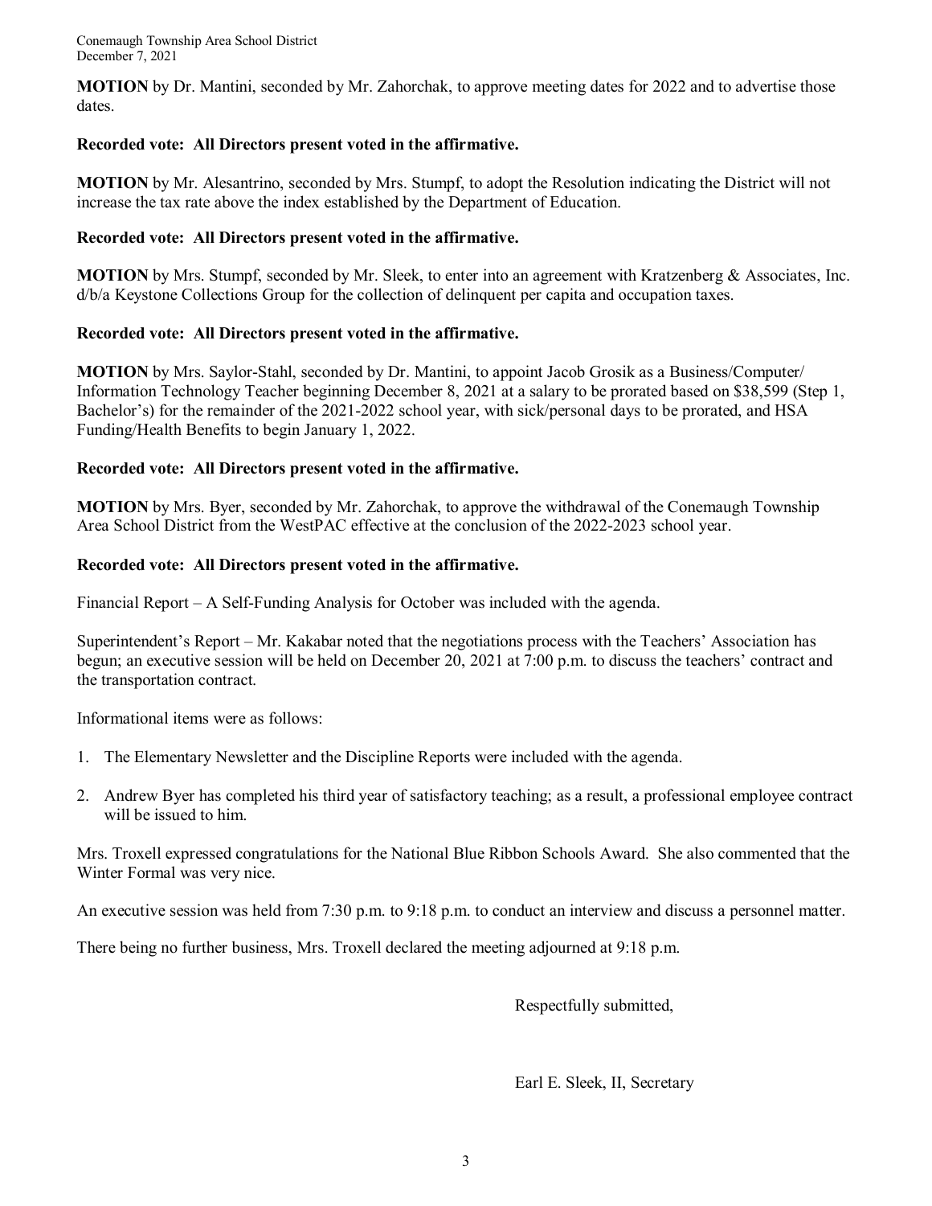**MOTION** by Dr. Mantini, seconded by Mr. Zahorchak, to approve meeting dates for 2022 and to advertise those dates.

**Recorded vote: All Directors present voted in the affirmative.**

**MOTION** by Mr. Alesantrino, seconded by Mrs. Stumpf, to adopt the Resolution indicating the District will not increase the tax rate above the index established by the Department of Education.

**Recorded vote: All Directors present voted in the affirmative.**

**MOTION** by Mrs. Stumpf, seconded by Mr. Sleek, to enter into an agreement with Kratzenberg & Associates, Inc. d/b/a Keystone Collections Group for the collection of delinquent per capita and occupation taxes.

**Recorded vote: All Directors present voted in the affirmative.**

**MOTION** by Mrs. Saylor-Stahl, seconded by Dr. Mantini, to appoint Jacob Grosik as a Business/Computer/ Information Technology Teacher beginning December 8, 2021 at a salary to be prorated based on $38,599 (Step 1, Bachelor's) for the remainder of the 2021-2022 school year, with sick/personal days to be prorated, and HSA Funding/Health Benefits to begin January 1, 2022.

**Recorded vote: All Directors present voted in the affirmative.**

**MOTION** by Mrs. Byer, seconded by Mr. Zahorchak, to approve the withdrawal of the Conemaugh Township Area School District from the WestPAC effective at the conclusion of the 2022-2023 school year.

**Recorded vote: All Directors present voted in the affirmative.**

Financial Report – A Self-Funding Analysis for October was included with the agenda.

Superintendent's Report – Mr. Kakabar noted that the negotiations process with the Teachers' Association has begun; an executive session will be held on December 20, 2021 at 7:00 p.m. to discuss the teachers' contract and the transportation contract.

Informational items were as follows:

1. The Elementary Newsletter and the Discipline Reports were included with the agenda.
2. Andrew Byer has completed his third year of satisfactory teaching; as a result, a professional employee contract will be issued to him.

Mrs. Troxell expressed congratulations for the National Blue Ribbon Schools Award. She also commented that the Winter Formal was very nice.

An executive session was held from 7:30 p.m. to 9:18 p.m. to conduct an interview and discuss a personnel matter.

There being no further business, Mrs. Troxell declared the meeting adjourned at 9:18 p.m.

Respectfully submitted,

Earl E. Sleek, II, Secretary